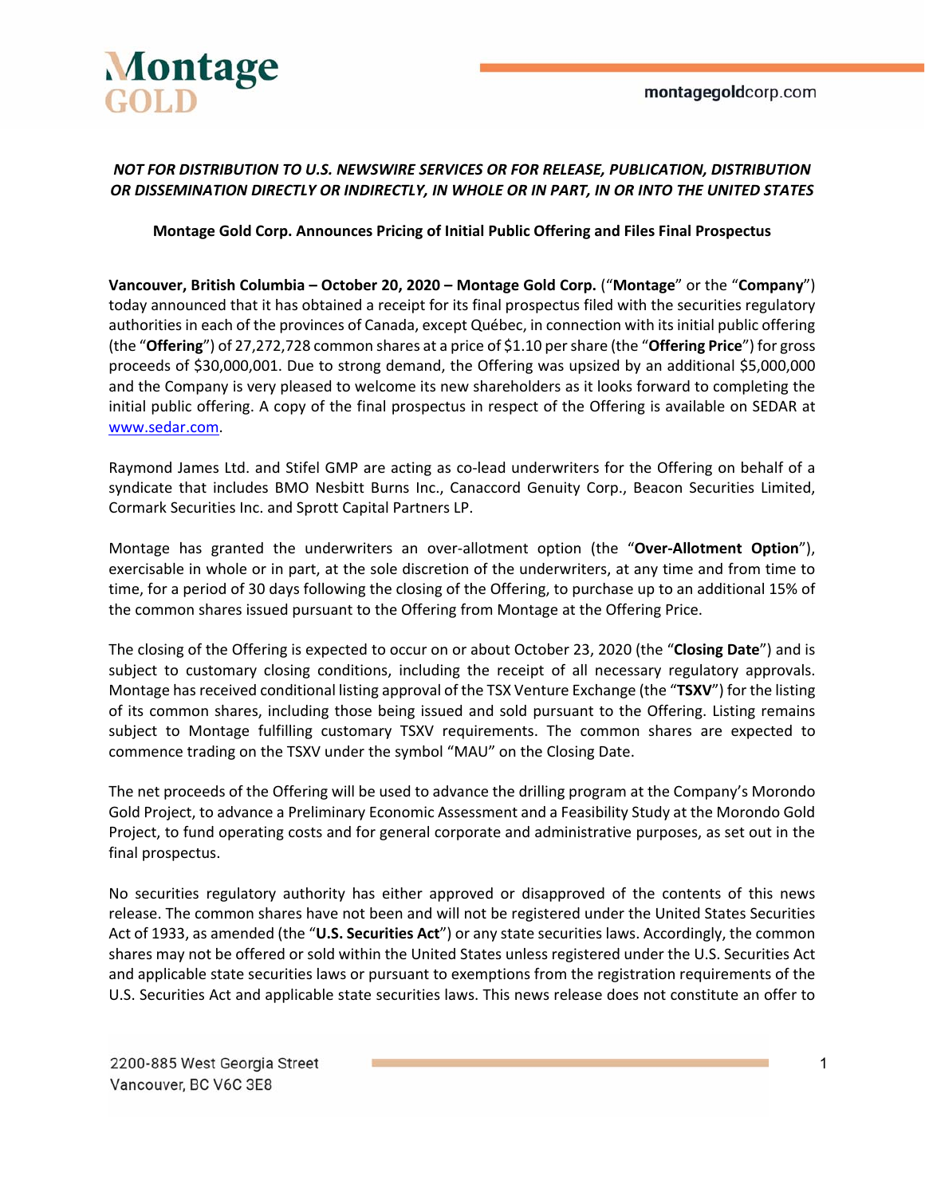*NOT FOR DISTRIBUTION TO U.S. NEWSWIRE SERVICES OR FOR RELEASE, PUBLICATION, DISTRIBUTION OR DISSEMINATION DIRECTLY OR INDIRECTLY, IN WHOLE OR IN PART, IN OR INTO THE UNITED STATES*

**Montage Gold Corp. Announces Pricing of Initial Public Offering and Files Final Prospectus**

**Vancouver, British Columbia – October 20, 2020 – Montage Gold Corp.** ("**Montage**" or the "**Company**") today announced that it has obtained a receipt for its final prospectus filed with the securities regulatory authorities in each of the provinces of Canada, except Québec, in connection with its initial public offering (the "**Offering**") of 27,272,728 common shares at a price of $1.10 per share (the "**Offering Price**") for gross proceeds of $30,000,001. Due to strong demand, the Offering was upsized by an additional $5,000,000 and the Company is very pleased to welcome its new shareholders as it looks forward to completing the initial public offering. A copy of the final prospectus in respect of the Offering is available on SEDAR at www.sedar.com.

Raymond James Ltd. and Stifel GMP are acting as co-lead underwriters for the Offering on behalf of a syndicate that includes BMO Nesbitt Burns Inc., Canaccord Genuity Corp., Beacon Securities Limited, Cormark Securities Inc. and Sprott Capital Partners LP.

Montage has granted the underwriters an over-allotment option (the "**Over-Allotment Option**"), exercisable in whole or in part, at the sole discretion of the underwriters, at any time and from time to time, for a period of 30 days following the closing of the Offering, to purchase up to an additional 15% of the common shares issued pursuant to the Offering from Montage at the Offering Price.

The closing of the Offering is expected to occur on or about October 23, 2020 (the "**Closing Date**") and is subject to customary closing conditions, including the receipt of all necessary regulatory approvals. Montage has received conditional listing approval of the TSX Venture Exchange (the "**TSXV**") for the listing of its common shares, including those being issued and sold pursuant to the Offering. Listing remains subject to Montage fulfilling customary TSXV requirements. The common shares are expected to commence trading on the TSXV under the symbol "MAU" on the Closing Date.

The net proceeds of the Offering will be used to advance the drilling program at the Company's Morondo Gold Project, to advance a Preliminary Economic Assessment and a Feasibility Study at the Morondo Gold Project, to fund operating costs and for general corporate and administrative purposes, as set out in the final prospectus.

No securities regulatory authority has either approved or disapproved of the contents of this news release. The common shares have not been and will not be registered under the United States Securities Act of 1933, as amended (the "**U.S. Securities Act**") or any state securities laws. Accordingly, the common shares may not be offered or sold within the United States unless registered under the U.S. Securities Act and applicable state securities laws or pursuant to exemptions from the registration requirements of the U.S. Securities Act and applicable state securities laws. This news release does not constitute an offer to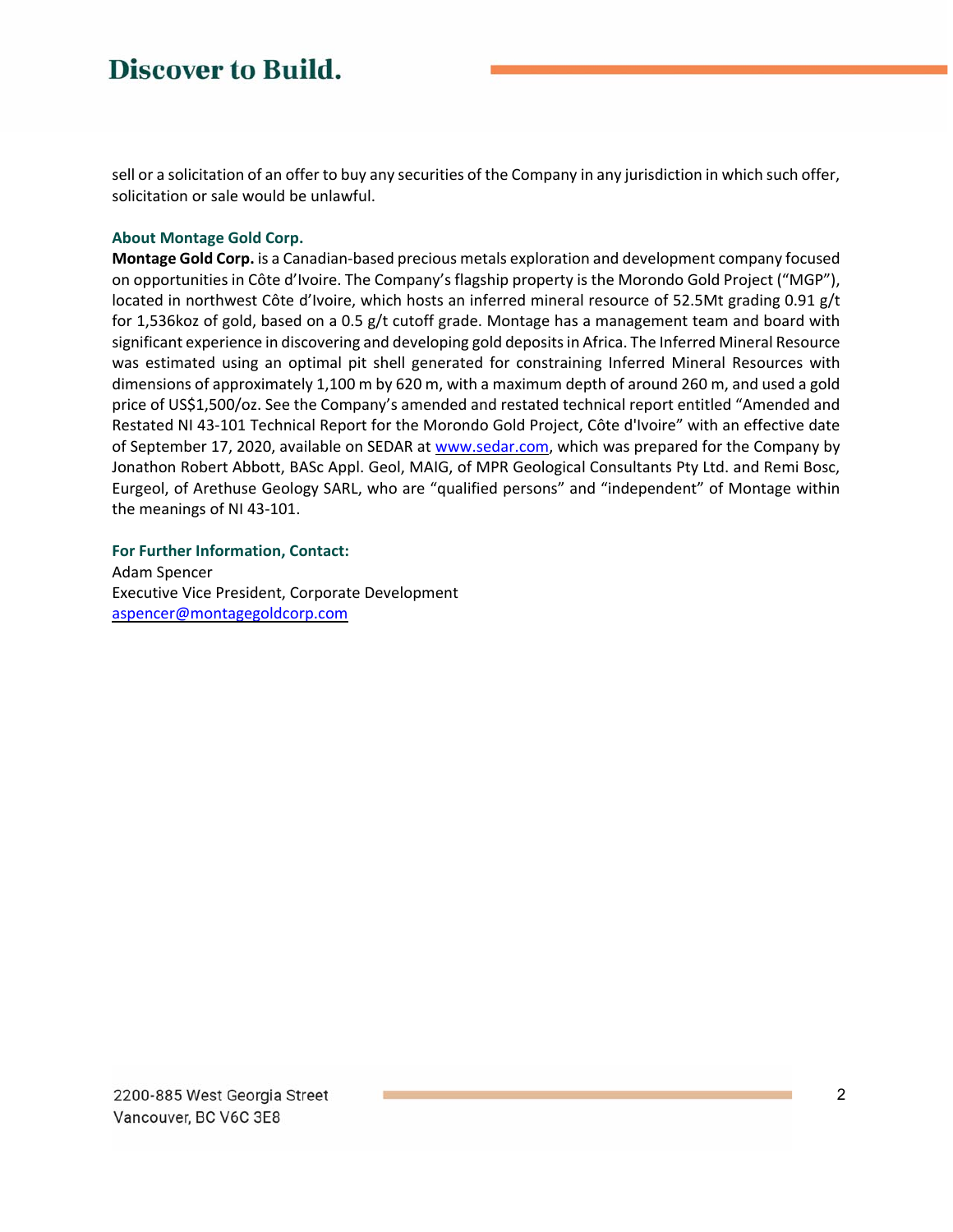sell or a solicitation of an offer to buy any securities of the Company in any jurisdiction in which such offer, solicitation or sale would be unlawful.

### About Montage Gold Corp.

**Montage Gold Corp.** is a Canadian-based precious metals exploration and development company focused on opportunities in Côte d'Ivoire. The Company's flagship property is the Morondo Gold Project ("MGP"), located in northwest Côte d'Ivoire, which hosts an inferred mineral resource of 52.5Mt grading 0.91 g/t for 1,536koz of gold, based on a 0.5 g/t cutoff grade. Montage has a management team and board with significant experience in discovering and developing gold deposits in Africa. The Inferred Mineral Resource was estimated using an optimal pit shell generated for constraining Inferred Mineral Resources with dimensions of approximately 1,100 m by 620 m, with a maximum depth of around 260 m, and used a gold price of US$1,500/oz. See the Company's amended and restated technical report entitled "Amended and Restated NI 43-101 Technical Report for the Morondo Gold Project, Côte d'Ivoire" with an effective date of September 17, 2020, available on SEDAR at www.sedar.com, which was prepared for the Company by Jonathon Robert Abbott, BASc Appl. Geol, MAIG, of MPR Geological Consultants Pty Ltd. and Remi Bosc, Eurgeol, of Arethuse Geology SARL, who are "qualified persons" and "independent" of Montage within the meanings of NI 43-101.

### For Further Information, Contact:

Adam Spencer
Executive Vice President, Corporate Development
aspencer@montagegoldcorp.com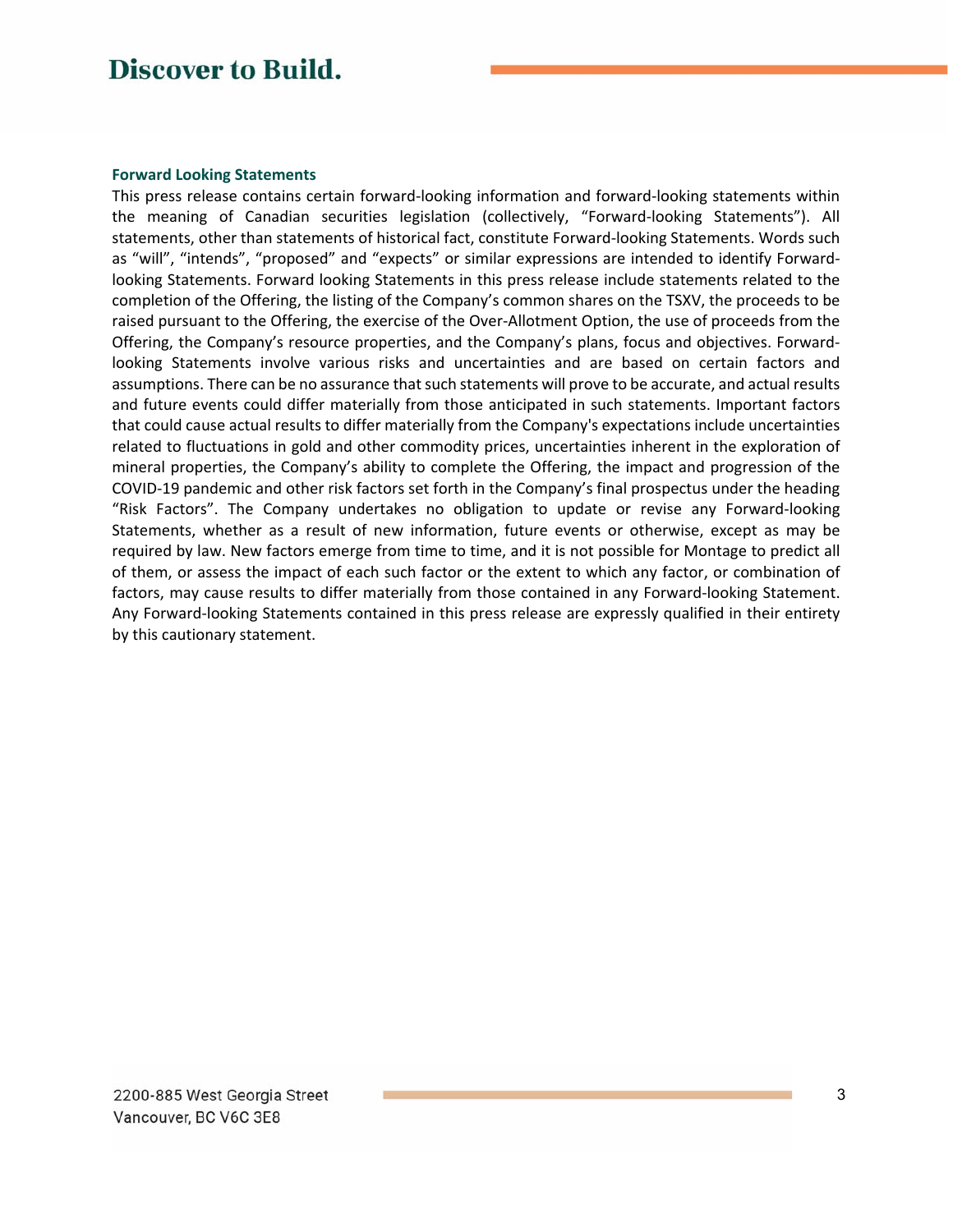### Forward Looking Statements

This press release contains certain forward-looking information and forward-looking statements within the meaning of Canadian securities legislation (collectively, “Forward-looking Statements”). All statements, other than statements of historical fact, constitute Forward-looking Statements. Words such as “will”, “intends”, “proposed” and “expects” or similar expressions are intended to identify Forward-looking Statements. Forward looking Statements in this press release include statements related to the completion of the Offering, the listing of the Company’s common shares on the TSXV, the proceeds to be raised pursuant to the Offering, the exercise of the Over-Allotment Option, the use of proceeds from the Offering, the Company’s resource properties, and the Company’s plans, focus and objectives. Forward-looking Statements involve various risks and uncertainties and are based on certain factors and assumptions. There can be no assurance that such statements will prove to be accurate, and actual results and future events could differ materially from those anticipated in such statements. Important factors that could cause actual results to differ materially from the Company's expectations include uncertainties related to fluctuations in gold and other commodity prices, uncertainties inherent in the exploration of mineral properties, the Company’s ability to complete the Offering, the impact and progression of the COVID-19 pandemic and other risk factors set forth in the Company’s final prospectus under the heading “Risk Factors”. The Company undertakes no obligation to update or revise any Forward-looking Statements, whether as a result of new information, future events or otherwise, except as may be required by law. New factors emerge from time to time, and it is not possible for Montage to predict all of them, or assess the impact of each such factor or the extent to which any factor, or combination of factors, may cause results to differ materially from those contained in any Forward-looking Statement. Any Forward-looking Statements contained in this press release are expressly qualified in their entirety by this cautionary statement.